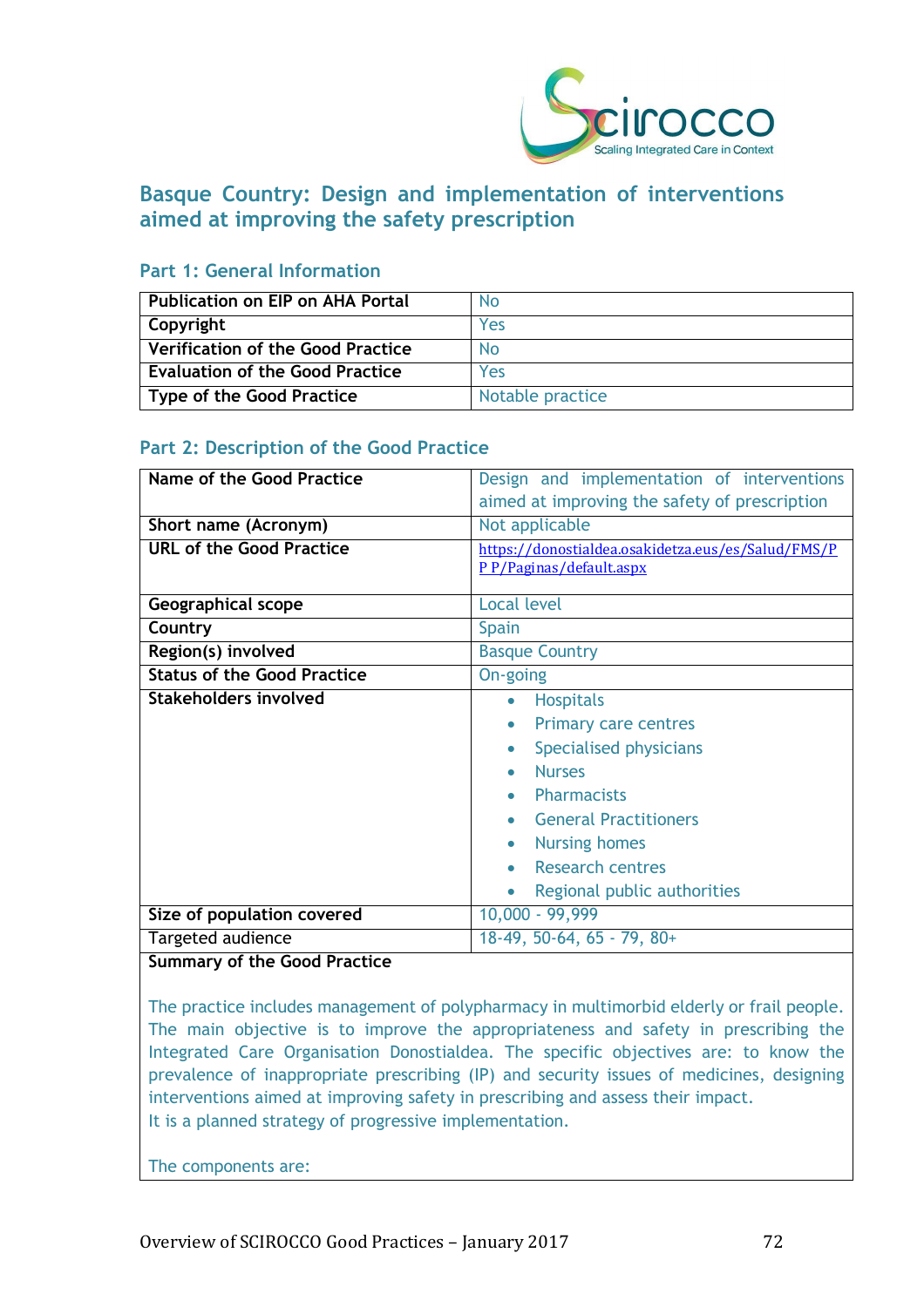# Basque Country: Design and implementation of interventions aimed at improving the safety prescription

## Part 1: General Information

| | |
|---|---|
| Publication on EIP on AHA Portal | No |
| Copyright | Yes |
| Verification of the Good Practice | No |
| Evaluation of the Good Practice | Yes |
| Type of the Good Practice | Notable practice |

## Part 2: Description of the Good Practice

| | |
|---|---|
| Name of the Good Practice | Design and implementation of interventions aimed at improving the safety of prescription |
| Short name (Acronym) | Not applicable |
| URL of the Good Practice | https://donostialdea.osakidetza.eus/es/Salud/FMS/PP/Paginas/default.aspx |
| Geographical scope | Local level |
| Country | Spain |
| Region(s) involved | Basque Country |
| Status of the Good Practice | On-going |
| Stakeholders involved | • Hospitals<br>• Primary care centres<br>• Specialised physicians<br>• Nurses<br>• Pharmacists<br>• General Practitioners<br>• Nursing homes<br>• Research centres<br>• Regional public authorities |
| Size of population covered | 10,000 - 99,999 |
| Targeted audience | 18-49, 50-64, 65 - 79, 80+ |

**Summary of the Good Practice**

The practice includes management of polypharmacy in multimorbid elderly or frail people. The main objective is to improve the appropriateness and safety in prescribing the Integrated Care Organisation Donostialdea. The specific objectives are: to know the prevalence of inappropriate prescribing (IP) and security issues of medicines, designing interventions aimed at improving safety in prescribing and assess their impact.
It is a planned strategy of progressive implementation.

The components are: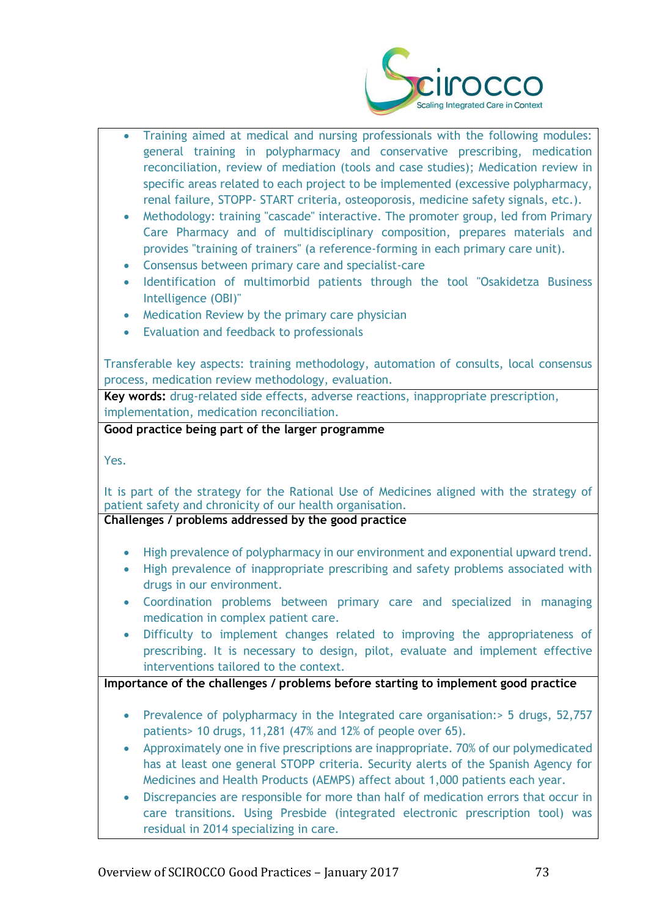- Training aimed at medical and nursing professionals with the following modules: general training in polypharmacy and conservative prescribing, medication reconciliation, review of mediation (tools and case studies); Medication review in specific areas related to each project to be implemented (excessive polypharmacy, renal failure, STOPP- START criteria, osteoporosis, medicine safety signals, etc.).
- Methodology: training "cascade" interactive. The promoter group, led from Primary Care Pharmacy and of multidisciplinary composition, prepares materials and provides "training of trainers" (a reference-forming in each primary care unit).
- Consensus between primary care and specialist-care
- Identification of multimorbid patients through the tool "Osakidetza Business Intelligence (OBI)"
- Medication Review by the primary care physician
- Evaluation and feedback to professionals

Transferable key aspects: training methodology, automation of consults, local consensus process, medication review methodology, evaluation.

**Key words:** drug-related side effects, adverse reactions, inappropriate prescription, implementation, medication reconciliation.

**Good practice being part of the larger programme**

Yes.

It is part of the strategy for the Rational Use of Medicines aligned with the strategy of patient safety and chronicity of our health organisation.

**Challenges / problems addressed by the good practice**

- High prevalence of polypharmacy in our environment and exponential upward trend.
- High prevalence of inappropriate prescribing and safety problems associated with drugs in our environment.
- Coordination problems between primary care and specialized in managing medication in complex patient care.
- Difficulty to implement changes related to improving the appropriateness of prescribing. It is necessary to design, pilot, evaluate and implement effective interventions tailored to the context.

**Importance of the challenges / problems before starting to implement good practice**

- Prevalence of polypharmacy in the Integrated care organisation:> 5 drugs, 52,757 patients> 10 drugs, 11,281 (47% and 12% of people over 65).
- Approximately one in five prescriptions are inappropriate. 70% of our polymedicated has at least one general STOPP criteria. Security alerts of the Spanish Agency for Medicines and Health Products (AEMPS) affect about 1,000 patients each year.
- Discrepancies are responsible for more than half of medication errors that occur in care transitions. Using Presbide (integrated electronic prescription tool) was residual in 2014 specializing in care.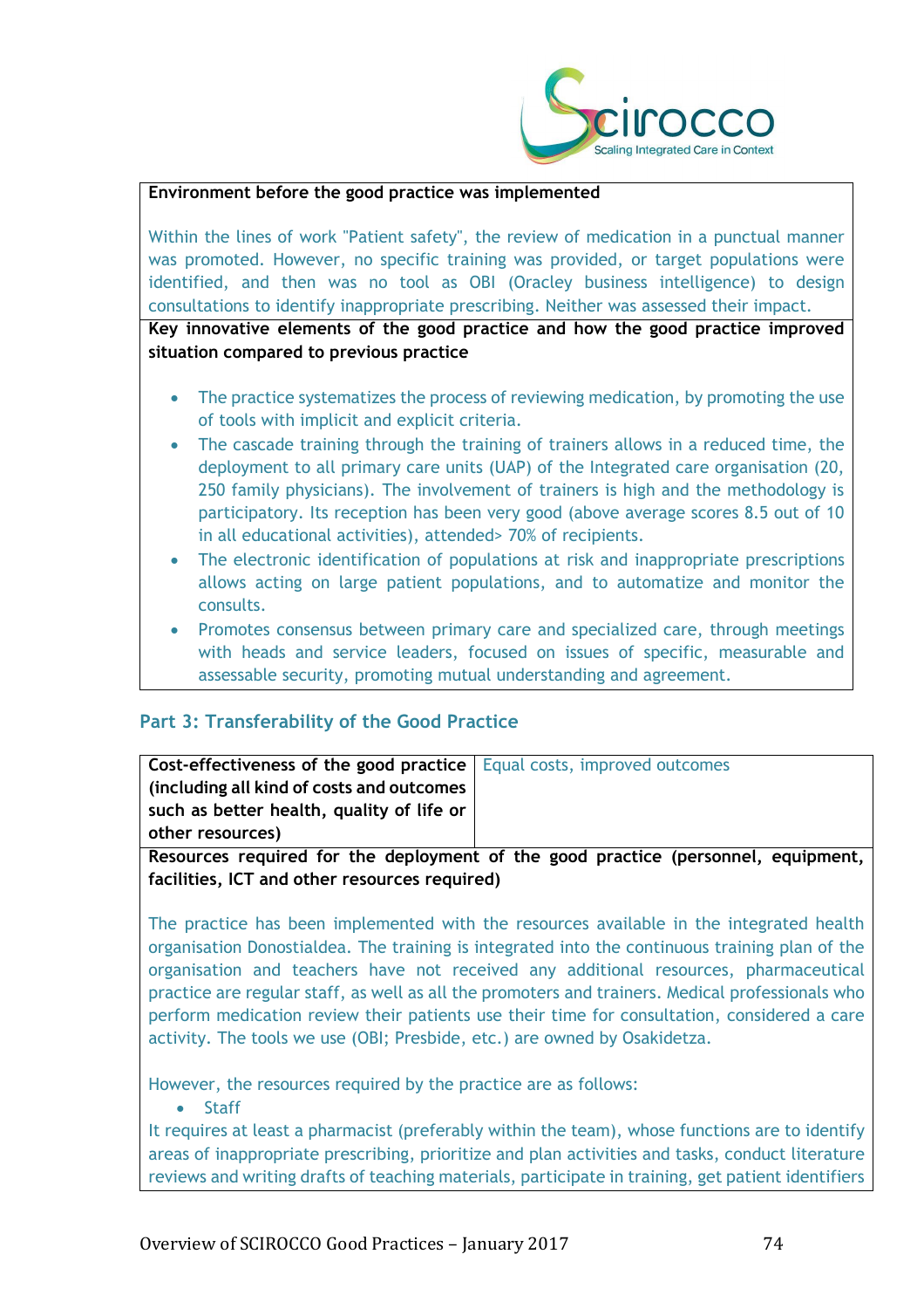**Environment before the good practice was implemented**

Within the lines of work "Patient safety", the review of medication in a punctual manner was promoted. However, no specific training was provided, or target populations were identified, and then was no tool as OBI (Oracley business intelligence) to design consultations to identify inappropriate prescribing. Neither was assessed their impact.

**Key innovative elements of the good practice and how the good practice improved situation compared to previous practice**

- The practice systematizes the process of reviewing medication, by promoting the use of tools with implicit and explicit criteria.
- The cascade training through the training of trainers allows in a reduced time, the deployment to all primary care units (UAP) of the Integrated care organisation (20, 250 family physicians). The involvement of trainers is high and the methodology is participatory. Its reception has been very good (above average scores 8.5 out of 10 in all educational activities), attended> 70% of recipients.
- The electronic identification of populations at risk and inappropriate prescriptions allows acting on large patient populations, and to automatize and monitor the consults.
- Promotes consensus between primary care and specialized care, through meetings with heads and service leaders, focused on issues of specific, measurable and assessable security, promoting mutual understanding and agreement.

## Part 3: Transferability of the Good Practice

| **Cost-effectiveness of the good practice (including all kind of costs and outcomes such as better health, quality of life or other resources)** | Equal costs, improved outcomes |
|---|---|

**Resources required for the deployment of the good practice (personnel, equipment, facilities, ICT and other resources required)**

The practice has been implemented with the resources available in the integrated health organisation Donostialdea. The training is integrated into the continuous training plan of the organisation and teachers have not received any additional resources, pharmaceutical practice are regular staff, as well as all the promoters and trainers. Medical professionals who perform medication review their patients use their time for consultation, considered a care activity. The tools we use (OBI; Presbide, etc.) are owned by Osakidetza.

However, the resources required by the practice are as follows:

- Staff

It requires at least a pharmacist (preferably within the team), whose functions are to identify areas of inappropriate prescribing, prioritize and plan activities and tasks, conduct literature reviews and writing drafts of teaching materials, participate in training, get patient identifiers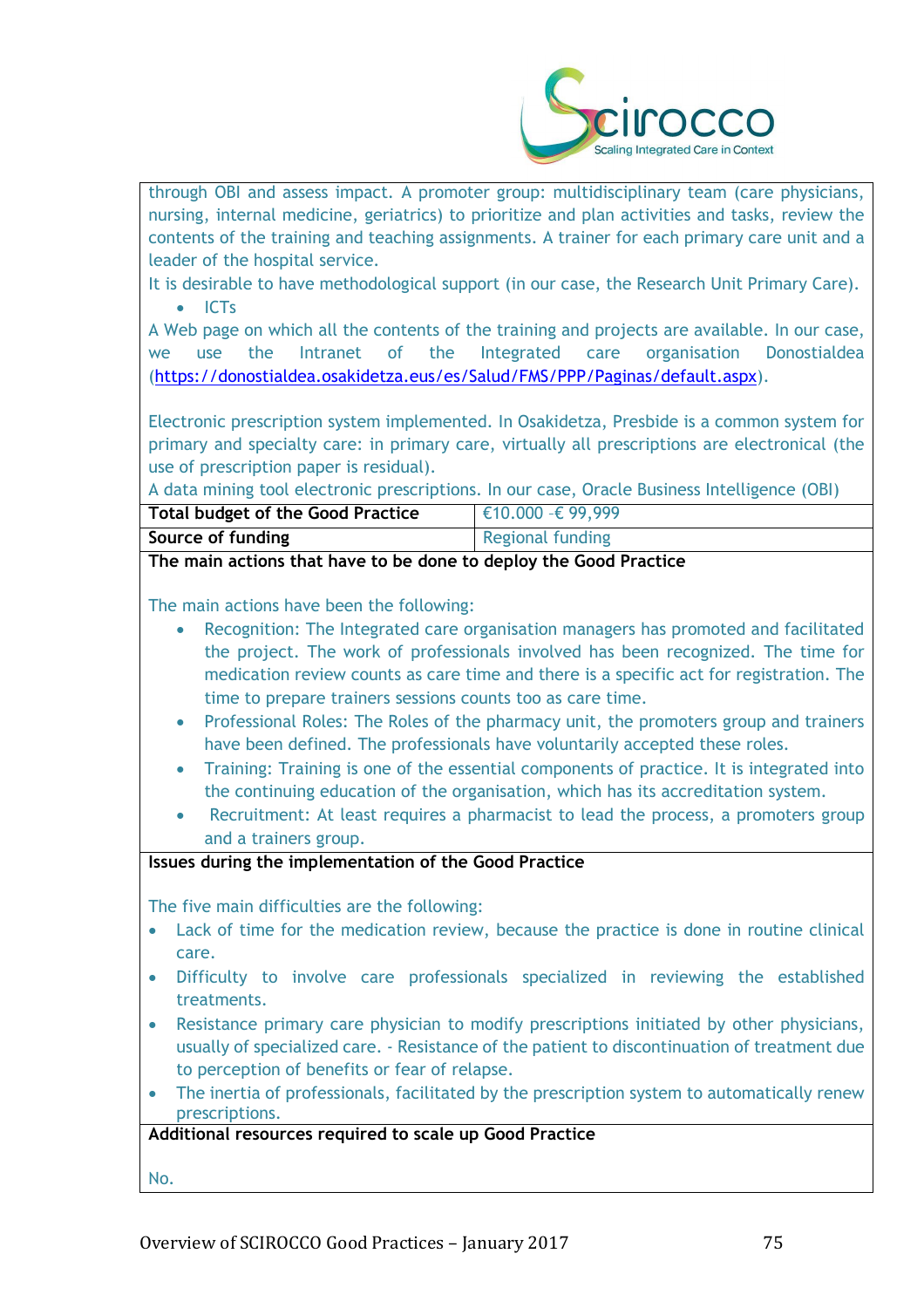through OBI and assess impact. A promoter group: multidisciplinary team (care physicians, nursing, internal medicine, geriatrics) to prioritize and plan activities and tasks, review the contents of the training and teaching assignments. A trainer for each primary care unit and a leader of the hospital service.

It is desirable to have methodological support (in our case, the Research Unit Primary Care).

- ICTs

A Web page on which all the contents of the training and projects are available. In our case, we use the Intranet of the Integrated care organisation Donostialdea (https://donostialdea.osakidetza.eus/es/Salud/FMS/PPP/Paginas/default.aspx).

Electronic prescription system implemented. In Osakidetza, Presbide is a common system for primary and specialty care: in primary care, virtually all prescriptions are electronical (the use of prescription paper is residual).

A data mining tool electronic prescriptions. In our case, Oracle Business Intelligence (OBI)

| **Total budget of the Good Practice** | €10.000 -€ 99,999 |
|---|---|
| **Source of funding** | Regional funding |

**The main actions that have to be done to deploy the Good Practice**

The main actions have been the following:

- Recognition: The Integrated care organisation managers has promoted and facilitated the project. The work of professionals involved has been recognized. The time for medication review counts as care time and there is a specific act for registration. The time to prepare trainers sessions counts too as care time.
- Professional Roles: The Roles of the pharmacy unit, the promoters group and trainers have been defined. The professionals have voluntarily accepted these roles.
- Training: Training is one of the essential components of practice. It is integrated into the continuing education of the organisation, which has its accreditation system.
- Recruitment: At least requires a pharmacist to lead the process, a promoters group and a trainers group.

**Issues during the implementation of the Good Practice**

The five main difficulties are the following:

- Lack of time for the medication review, because the practice is done in routine clinical care.
- Difficulty to involve care professionals specialized in reviewing the established treatments.
- Resistance primary care physician to modify prescriptions initiated by other physicians, usually of specialized care. - Resistance of the patient to discontinuation of treatment due to perception of benefits or fear of relapse.
- The inertia of professionals, facilitated by the prescription system to automatically renew prescriptions.

**Additional resources required to scale up Good Practice**

No.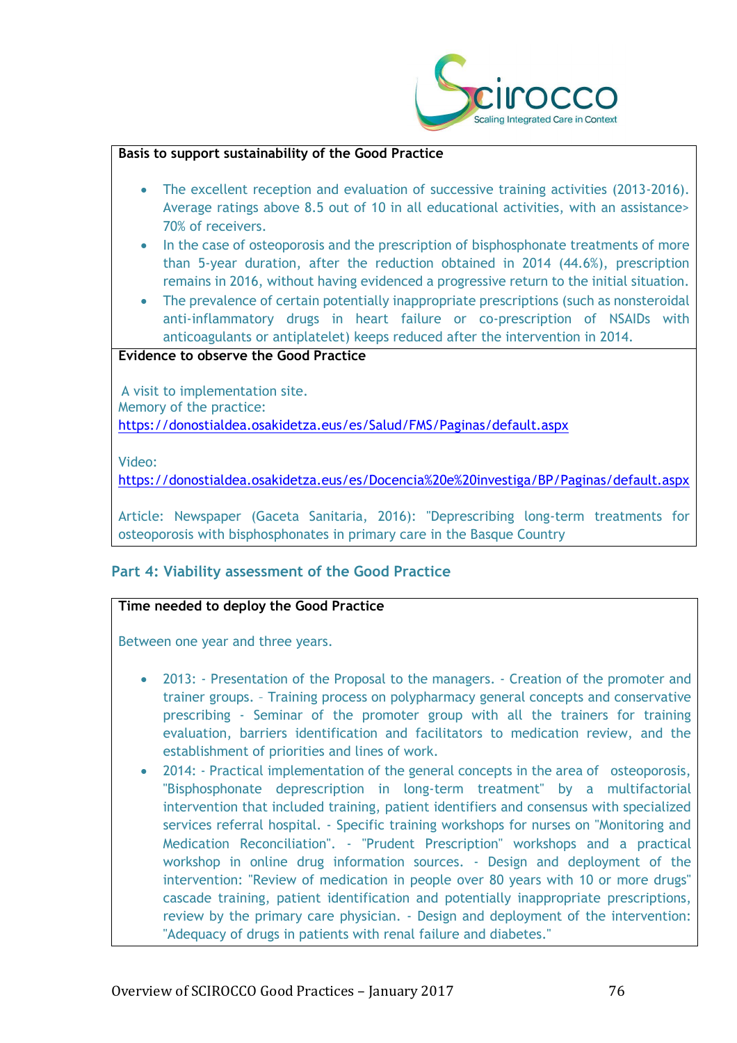**Basis to support sustainability of the Good Practice**

- The excellent reception and evaluation of successive training activities (2013-2016). Average ratings above 8.5 out of 10 in all educational activities, with an assistance> 70% of receivers.
- In the case of osteoporosis and the prescription of bisphosphonate treatments of more than 5-year duration, after the reduction obtained in 2014 (44.6%), prescription remains in 2016, without having evidenced a progressive return to the initial situation.
- The prevalence of certain potentially inappropriate prescriptions (such as nonsteroidal anti-inflammatory drugs in heart failure or co-prescription of NSAIDs with anticoagulants or antiplatelet) keeps reduced after the intervention in 2014.

**Evidence to observe the Good Practice**

A visit to implementation site.
Memory of the practice:
https://donostialdea.osakidetza.eus/es/Salud/FMS/Paginas/default.aspx

Video:
https://donostialdea.osakidetza.eus/es/Docencia%20e%20investiga/BP/Paginas/default.aspx

Article: Newspaper (Gaceta Sanitaria, 2016): "Deprescribing long-term treatments for osteoporosis with bisphosphonates in primary care in the Basque Country

## Part 4: Viability assessment of the Good Practice

**Time needed to deploy the Good Practice**

Between one year and three years.

- 2013: - Presentation of the Proposal to the managers. - Creation of the promoter and trainer groups. – Training process on polypharmacy general concepts and conservative prescribing - Seminar of the promoter group with all the trainers for training evaluation, barriers identification and facilitators to medication review, and the establishment of priorities and lines of work.
- 2014: - Practical implementation of the general concepts in the area of osteoporosis, "Bisphosphonate deprescription in long-term treatment" by a multifactorial intervention that included training, patient identifiers and consensus with specialized services referral hospital. - Specific training workshops for nurses on "Monitoring and Medication Reconciliation". - "Prudent Prescription" workshops and a practical workshop in online drug information sources. - Design and deployment of the intervention: "Review of medication in people over 80 years with 10 or more drugs" cascade training, patient identification and potentially inappropriate prescriptions, review by the primary care physician. - Design and deployment of the intervention: "Adequacy of drugs in patients with renal failure and diabetes."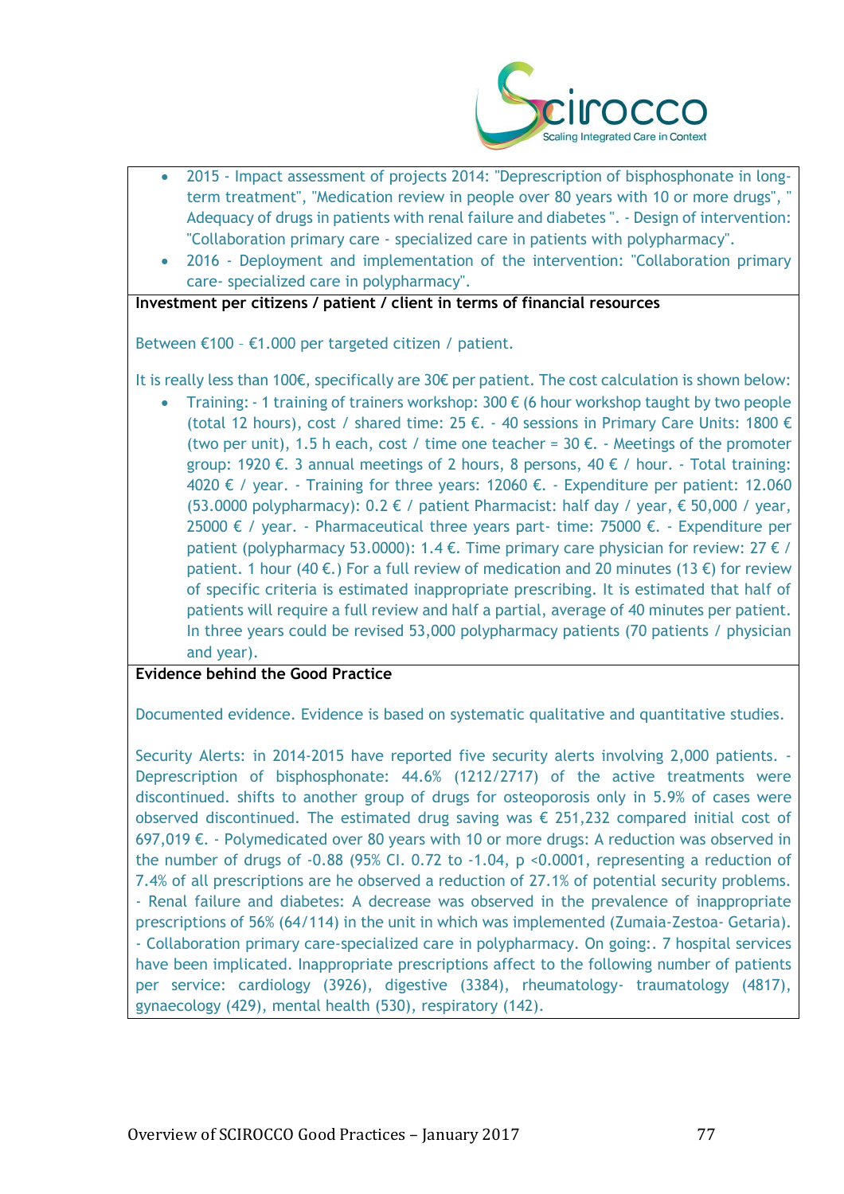- 2015 - Impact assessment of projects 2014: "Deprescription of bisphosphonate in long-term treatment", "Medication review in people over 80 years with 10 or more drugs", " Adequacy of drugs in patients with renal failure and diabetes ". - Design of intervention: "Collaboration primary care - specialized care in patients with polypharmacy".
- 2016 - Deployment and implementation of the intervention: "Collaboration primary care- specialized care in polypharmacy".

**Investment per citizens / patient / client in terms of financial resources**

Between €100 – €1.000 per targeted citizen / patient.

It is really less than 100€, specifically are 30€ per patient. The cost calculation is shown below:

- Training: - 1 training of trainers workshop: 300 € (6 hour workshop taught by two people (total 12 hours), cost / shared time: 25 €. - 40 sessions in Primary Care Units: 1800 € (two per unit), 1.5 h each, cost / time one teacher = 30 €. - Meetings of the promoter group: 1920 €. 3 annual meetings of 2 hours, 8 persons, 40 € / hour. - Total training: 4020 € / year. - Training for three years: 12060 €. - Expenditure per patient: 12.060 (53.0000 polypharmacy): 0.2 € / patient Pharmacist: half day / year, € 50,000 / year, 25000 € / year. - Pharmaceutical three years part- time: 75000 €. - Expenditure per patient (polypharmacy 53.0000): 1.4 €. Time primary care physician for review: 27 € / patient. 1 hour (40 €.) For a full review of medication and 20 minutes (13 €) for review of specific criteria is estimated inappropriate prescribing. It is estimated that half of patients will require a full review and half a partial, average of 40 minutes per patient. In three years could be revised 53,000 polypharmacy patients (70 patients / physician and year).

**Evidence behind the Good Practice**

Documented evidence. Evidence is based on systematic qualitative and quantitative studies.

Security Alerts: in 2014-2015 have reported five security alerts involving 2,000 patients. - Deprescription of bisphosphonate: 44.6% (1212/2717) of the active treatments were discontinued. shifts to another group of drugs for osteoporosis only in 5.9% of cases were observed discontinued. The estimated drug saving was € 251,232 compared initial cost of 697,019 €. - Polymedicated over 80 years with 10 or more drugs: A reduction was observed in the number of drugs of -0.88 (95% CI. 0.72 to -1.04, p <0.0001, representing a reduction of 7.4% of all prescriptions are he observed a reduction of 27.1% of potential security problems. - Renal failure and diabetes: A decrease was observed in the prevalence of inappropriate prescriptions of 56% (64/114) in the unit in which was implemented (Zumaia-Zestoa- Getaria). - Collaboration primary care-specialized care in polypharmacy. On going:. 7 hospital services have been implicated. Inappropriate prescriptions affect to the following number of patients per service: cardiology (3926), digestive (3384), rheumatology- traumatology (4817), gynaecology (429), mental health (530), respiratory (142).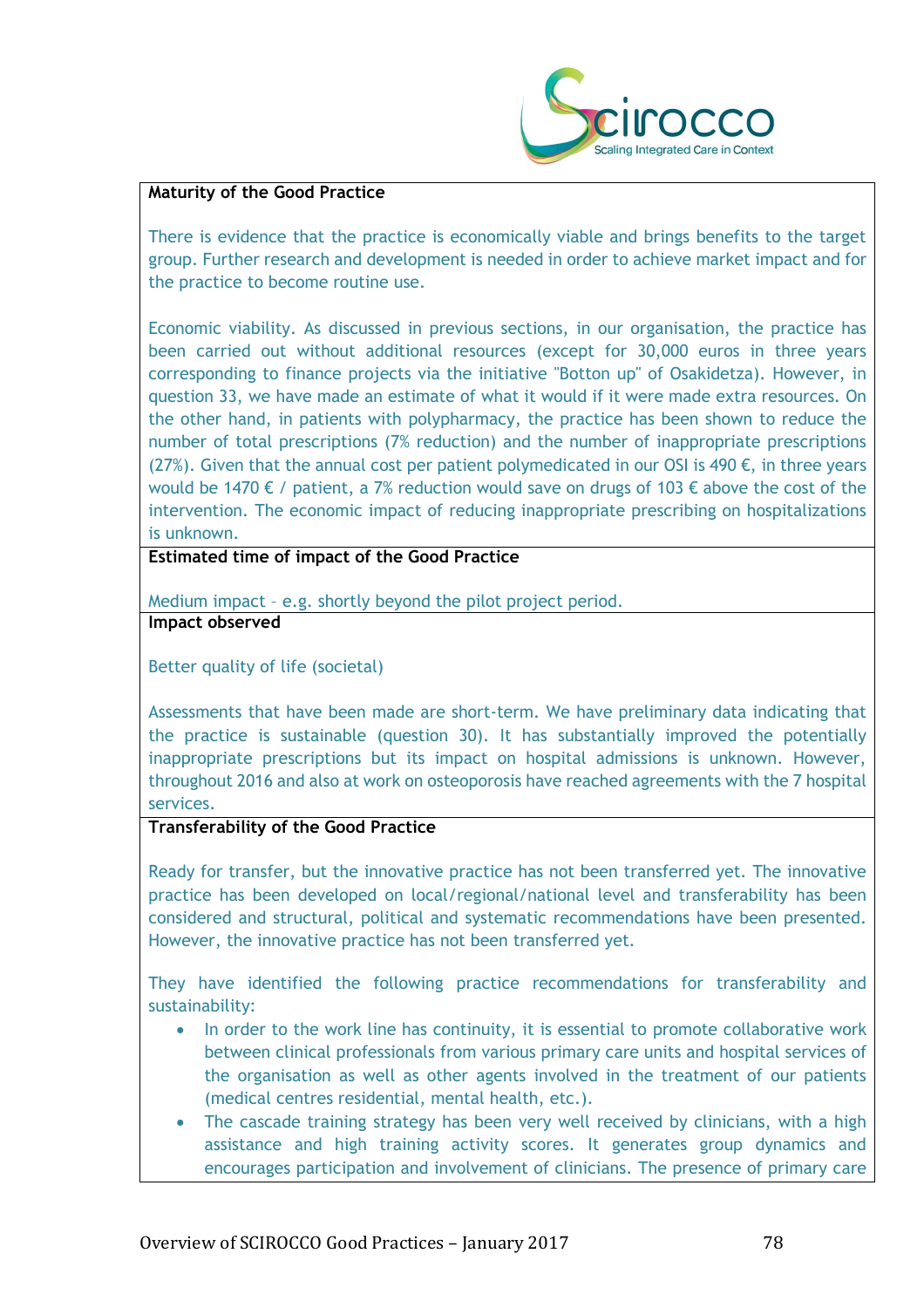**Maturity of the Good Practice**

There is evidence that the practice is economically viable and brings benefits to the target group. Further research and development is needed in order to achieve market impact and for the practice to become routine use.

Economic viability. As discussed in previous sections, in our organisation, the practice has been carried out without additional resources (except for 30,000 euros in three years corresponding to finance projects via the initiative "Botton up" of Osakidetza). However, in question 33, we have made an estimate of what it would if it were made extra resources. On the other hand, in patients with polypharmacy, the practice has been shown to reduce the number of total prescriptions (7% reduction) and the number of inappropriate prescriptions (27%). Given that the annual cost per patient polymedicated in our OSI is 490 €, in three years would be 1470 € / patient, a 7% reduction would save on drugs of 103 € above the cost of the intervention. The economic impact of reducing inappropriate prescribing on hospitalizations is unknown.

**Estimated time of impact of the Good Practice**

Medium impact – e.g. shortly beyond the pilot project period.

**Impact observed**

Better quality of life (societal)

Assessments that have been made are short-term. We have preliminary data indicating that the practice is sustainable (question 30). It has substantially improved the potentially inappropriate prescriptions but its impact on hospital admissions is unknown. However, throughout 2016 and also at work on osteoporosis have reached agreements with the 7 hospital services.

**Transferability of the Good Practice**

Ready for transfer, but the innovative practice has not been transferred yet. The innovative practice has been developed on local/regional/national level and transferability has been considered and structural, political and systematic recommendations have been presented. However, the innovative practice has not been transferred yet.

They have identified the following practice recommendations for transferability and sustainability:

- In order to the work line has continuity, it is essential to promote collaborative work between clinical professionals from various primary care units and hospital services of the organisation as well as other agents involved in the treatment of our patients (medical centres residential, mental health, etc.).
- The cascade training strategy has been very well received by clinicians, with a high assistance and high training activity scores. It generates group dynamics and encourages participation and involvement of clinicians. The presence of primary care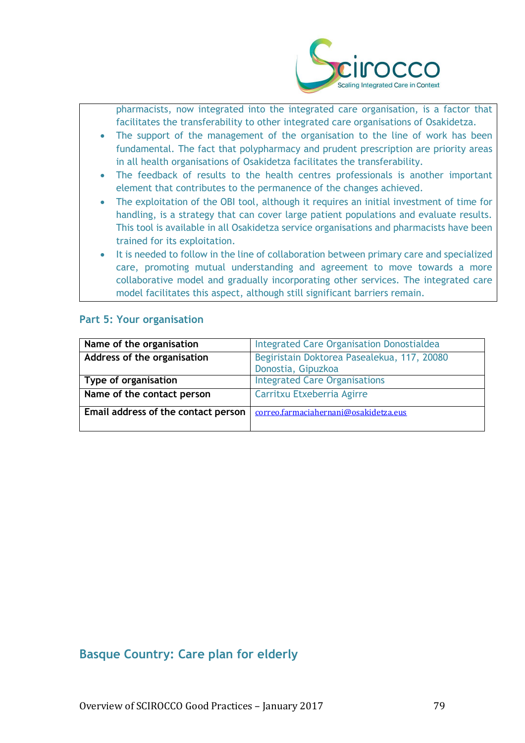pharmacists, now integrated into the integrated care organisation, is a factor that facilitates the transferability to other integrated care organisations of Osakidetza.

- The support of the management of the organisation to the line of work has been fundamental. The fact that polypharmacy and prudent prescription are priority areas in all health organisations of Osakidetza facilitates the transferability.
- The feedback of results to the health centres professionals is another important element that contributes to the permanence of the changes achieved.
- The exploitation of the OBI tool, although it requires an initial investment of time for handling, is a strategy that can cover large patient populations and evaluate results. This tool is available in all Osakidetza service organisations and pharmacists have been trained for its exploitation.
- It is needed to follow in the line of collaboration between primary care and specialized care, promoting mutual understanding and agreement to move towards a more collaborative model and gradually incorporating other services. The integrated care model facilitates this aspect, although still significant barriers remain.

### Part 5: Your organisation

| | |
|---|---|
| **Name of the organisation** | Integrated Care Organisation Donostialdea |
| **Address of the organisation** | Begiristain Doktorea Pasealekua, 117, 20080 Donostia, Gipuzkoa |
| **Type of organisation** | Integrated Care Organisations |
| **Name of the contact person** | Carritxu Etxeberria Agirre |
| **Email address of the contact person** | correo.farmaciahernani@osakidetza.eus |

## Basque Country: Care plan for elderly